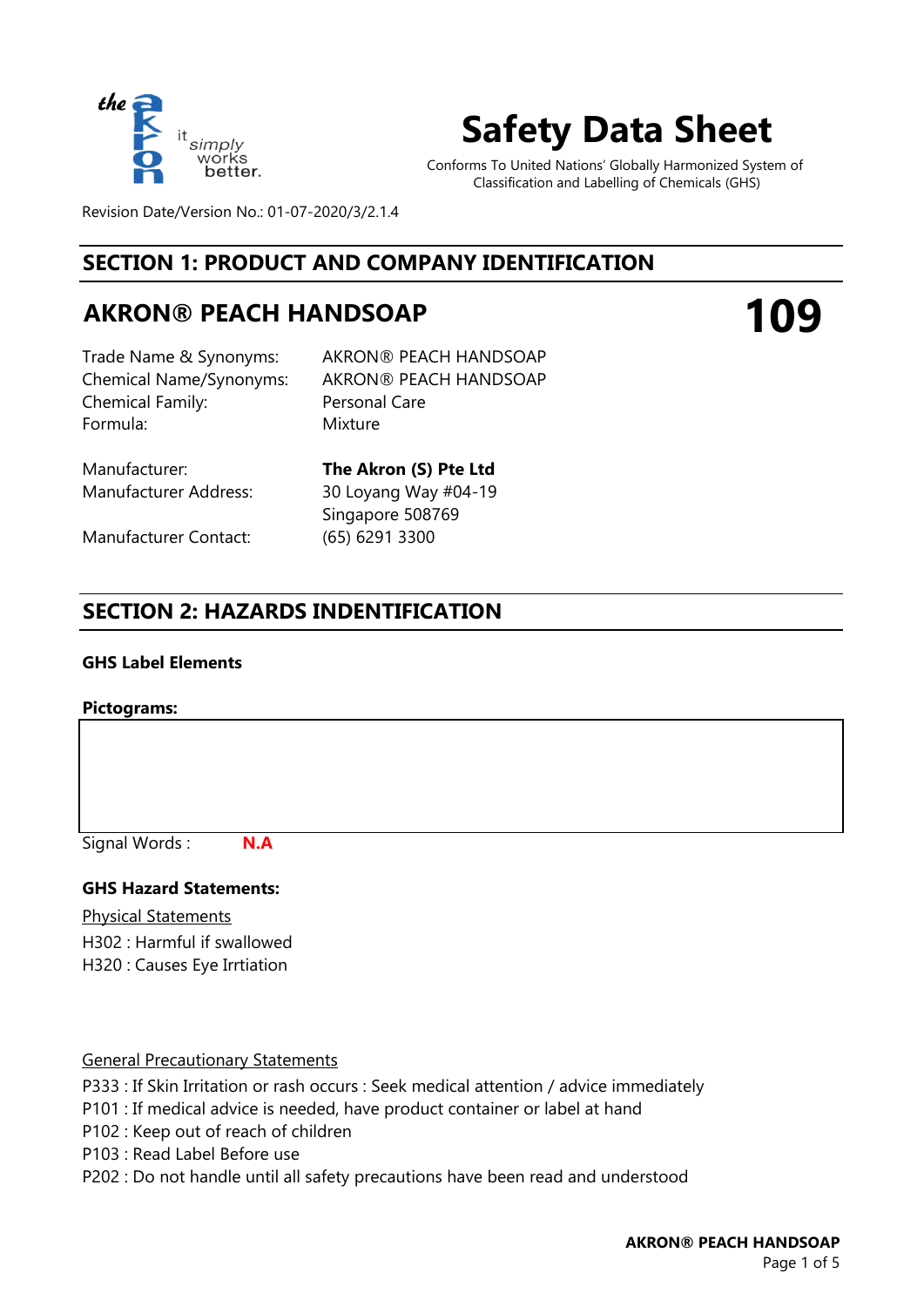# Safety Data Sheet

Conforms To United Nations' Globally Harmonized System of Classification and Labelling of Chemicals (GHS)

Revision Date/Version No.: 01-07-2020/3/2.1.4

## SECTION 1: PRODUCT AND COMPANY IDENTIFICATION

### AKRON® PEACH HANDSOAP

**109**

Trade Name & Synonyms: AKRON® PEACH HANDSOAP
Chemical Name/Synonyms: AKRON® PEACH HANDSOAP
Chemical Family: Personal Care
Formula: Mixture

Manufacturer: **The Akron (S) Pte Ltd**
Manufacturer Address: 30 Loyang Way #04-19
Singapore 508769
Manufacturer Contact: (65) 6291 3300

## SECTION 2: HAZARDS INDENTIFICATION

**GHS Label Elements**

**Pictograms:**

Signal Words : **N.A**

**GHS Hazard Statements:**

Physical Statements

H302 : Harmful if swallowed
H320 : Causes Eye Irrtiation

General Precautionary Statements

P333 : If Skin Irritation or rash occurs : Seek medical attention / advice immediately
P101 : If medical advice is needed, have product container or label at hand
P102 : Keep out of reach of children
P103 : Read Label Before use
P202 : Do not handle until all safety precautions have been read and understood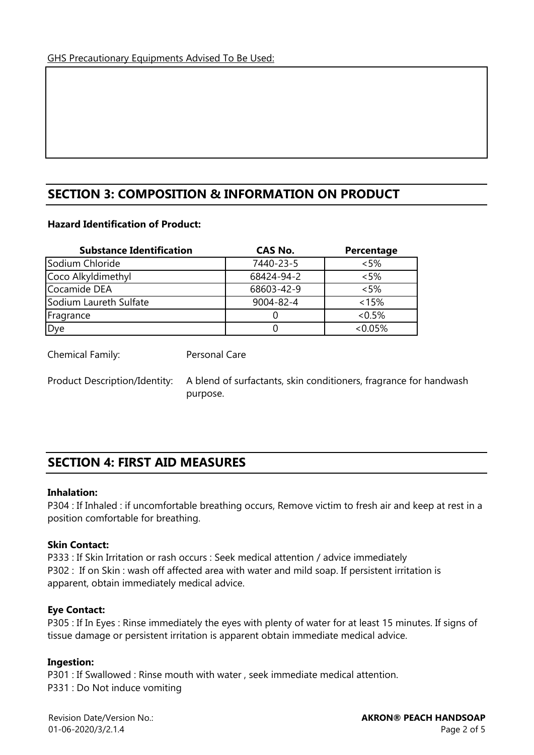GHS Precautionary Equipments Advised To Be Used:

## SECTION 3: COMPOSITION & INFORMATION ON PRODUCT

**Hazard Identification of Product:**

| Substance Identification | CAS No. | Percentage |
|---|---|---|
| Sodium Chloride | 7440-23-5 | <5% |
| Coco Alkyldimethyl | 68424-94-2 | <5% |
| Cocamide DEA | 68603-42-9 | <5% |
| Sodium Laureth Sulfate | 9004-82-4 | <15% |
| Fragrance | 0 | <0.5% |
| Dye | 0 | <0.05% |

Chemical Family: Personal Care

Product Description/Identity: A blend of surfactants, skin conditioners, fragrance for handwash purpose.

## SECTION 4: FIRST AID MEASURES

**Inhalation:**
P304 : If Inhaled : if uncomfortable breathing occurs, Remove victim to fresh air and keep at rest in a position comfortable for breathing.

**Skin Contact:**
P333 : If Skin Irritation or rash occurs : Seek medical attention / advice immediately
P302 : If on Skin : wash off affected area with water and mild soap. If persistent irritation is apparent, obtain immediately medical advice.

**Eye Contact:**
P305 : If In Eyes : Rinse immediately the eyes with plenty of water for at least 15 minutes. If signs of tissue damage or persistent irritation is apparent obtain immediate medical advice.

**Ingestion:**
P301 : If Swallowed : Rinse mouth with water , seek immediate medical attention.
P331 : Do Not induce vomiting

Revision Date/Version No.:
01-06-2020/3/2.1.4

**AKRON® PEACH HANDSOAP**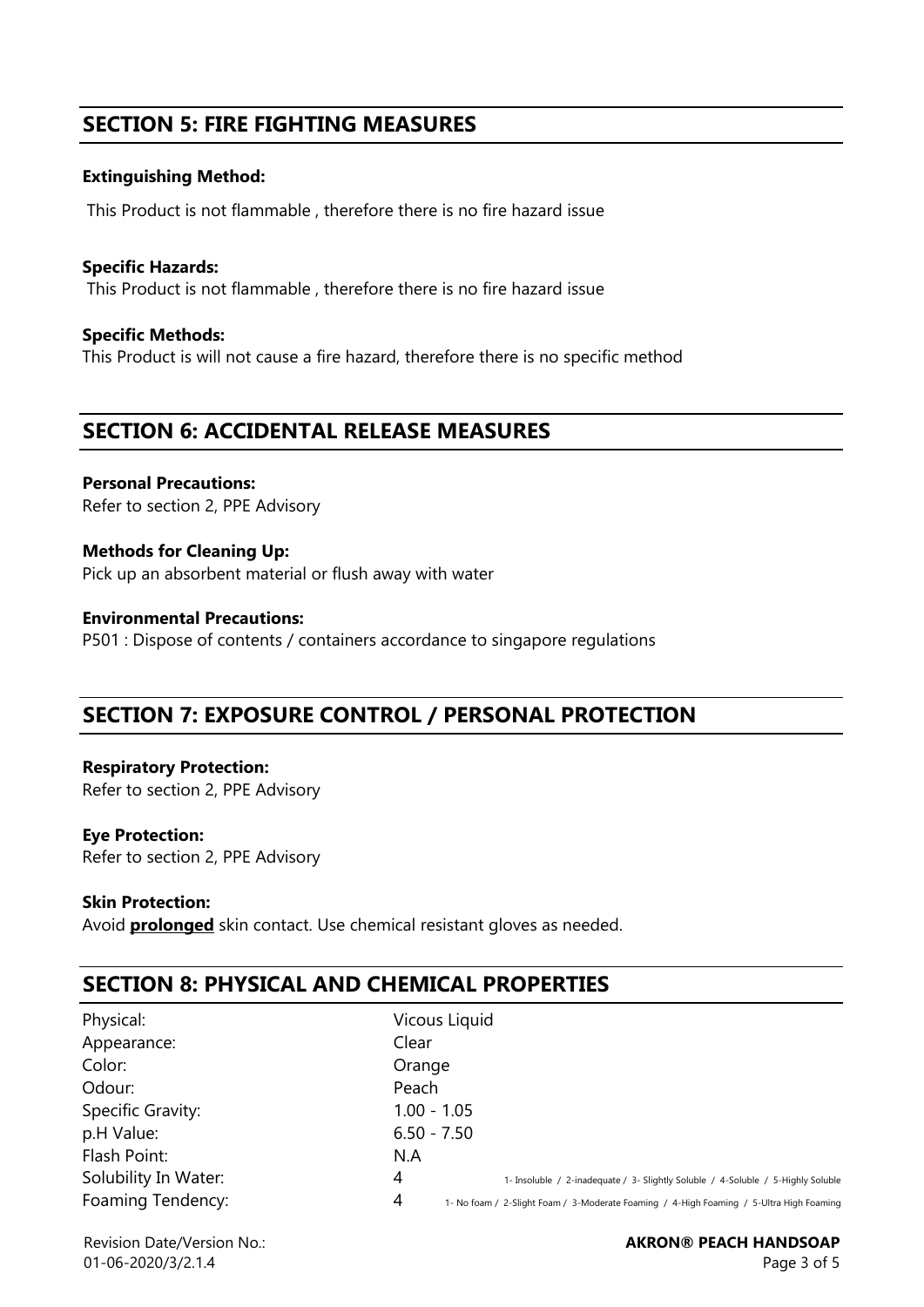## SECTION 5: FIRE FIGHTING MEASURES

**Extinguishing Method:**

This Product is not flammable , therefore there is no fire hazard issue

**Specific Hazards:**

This Product is not flammable , therefore there is no fire hazard issue

**Specific Methods:**

This Product is will not cause a fire hazard, therefore there is no specific method

## SECTION 6: ACCIDENTAL RELEASE MEASURES

**Personal Precautions:**

Refer to section 2, PPE Advisory

**Methods for Cleaning Up:**

Pick up an absorbent material or flush away with water

**Environmental Precautions:**

P501 : Dispose of contents / containers accordance to singapore regulations

## SECTION 7: EXPOSURE CONTROL / PERSONAL PROTECTION

**Respiratory Protection:**

Refer to section 2, PPE Advisory

**Eye Protection:**

Refer to section 2, PPE Advisory

**Skin Protection:**

Avoid **prolonged** skin contact. Use chemical resistant gloves as needed.

## SECTION 8: PHYSICAL AND CHEMICAL PROPERTIES

| | | |
|---|---|---|
| Physical: | Vicous Liquid | |
| Appearance: | Clear | |
| Color: | Orange | |
| Odour: | Peach | |
| Specific Gravity: | 1.00 - 1.05 | |
| p.H Value: | 6.50 - 7.50 | |
| Flash Point: | N.A | |
| Solubility In Water: | 4 | 1- Insoluble / 2-inadequate / 3- Slightly Soluble / 4-Soluble / 5-Highly Soluble |
| Foaming Tendency: | 4 | 1- No foam / 2-Slight Foam / 3-Moderate Foaming / 4-High Foaming / 5-Ultra High Foaming |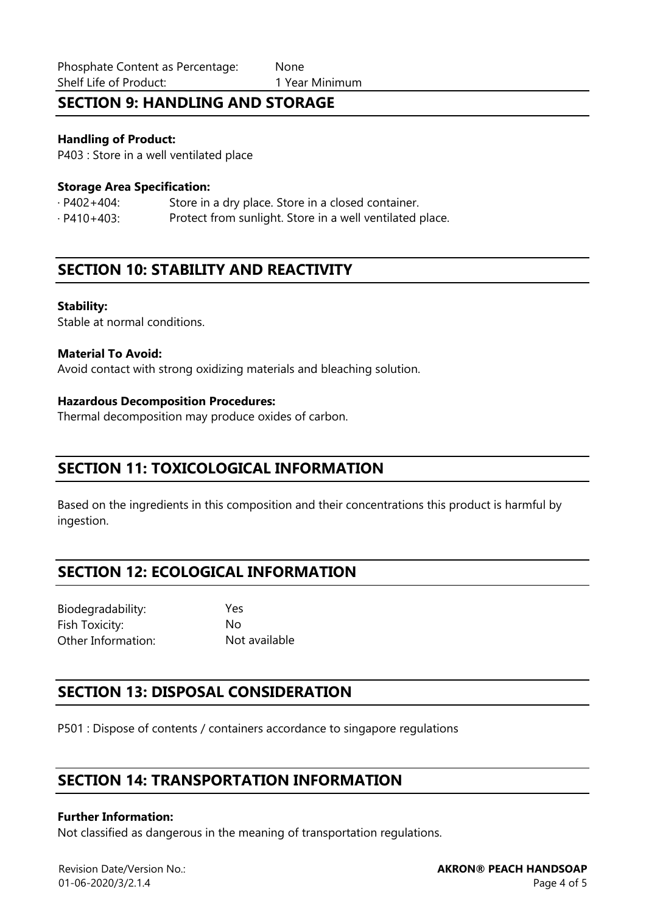Phosphate Content as Percentage: None
Shelf Life of Product: 1 Year Minimum

## SECTION 9: HANDLING AND STORAGE

**Handling of Product:**
P403 : Store in a well ventilated place

**Storage Area Specification:**
· P402+404: Store in a dry place. Store in a closed container.
· P410+403: Protect from sunlight. Store in a well ventilated place.

## SECTION 10: STABILITY AND REACTIVITY

**Stability:**
Stable at normal conditions.

**Material To Avoid:**
Avoid contact with strong oxidizing materials and bleaching solution.

**Hazardous Decomposition Procedures:**
Thermal decomposition may produce oxides of carbon.

## SECTION 11: TOXICOLOGICAL INFORMATION

Based on the ingredients in this composition and their concentrations this product is harmful by ingestion.

## SECTION 12: ECOLOGICAL INFORMATION

Biodegradability: Yes
Fish Toxicity: No
Other Information: Not available

## SECTION 13: DISPOSAL CONSIDERATION

P501 : Dispose of contents / containers accordance to singapore regulations

## SECTION 14: TRANSPORTATION INFORMATION

**Further Information:**
Not classified as dangerous in the meaning of transportation regulations.

Revision Date/Version No.:
01-06-2020/3/2.1.4

**AKRON® PEACH HANDSOAP**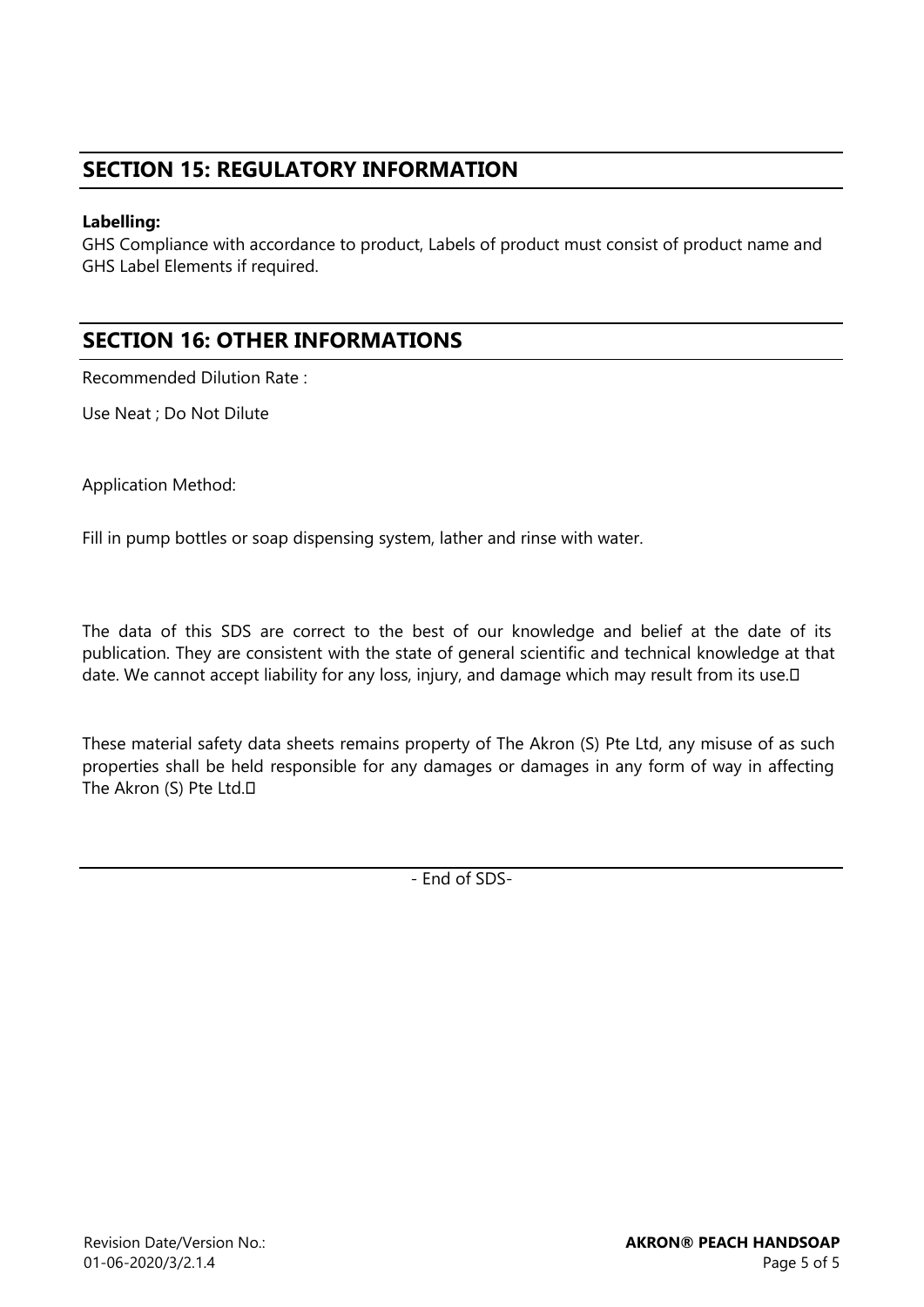## SECTION 15: REGULATORY INFORMATION

**Labelling:**

GHS Compliance with accordance to product, Labels of product must consist of product name and GHS Label Elements if required.

## SECTION 16: OTHER INFORMATIONS

Recommended Dilution Rate :

Use Neat ; Do Not Dilute

Application Method:

Fill in pump bottles or soap dispensing system, lather and rinse with water.

The data of this SDS are correct to the best of our knowledge and belief at the date of its publication. They are consistent with the state of general scientific and technical knowledge at that date. We cannot accept liability for any loss, injury, and damage which may result from its use.

These material safety data sheets remains property of The Akron (S) Pte Ltd, any misuse of as such properties shall be held responsible for any damages or damages in any form of way in affecting The Akron (S) Pte Ltd.

- End of SDS-